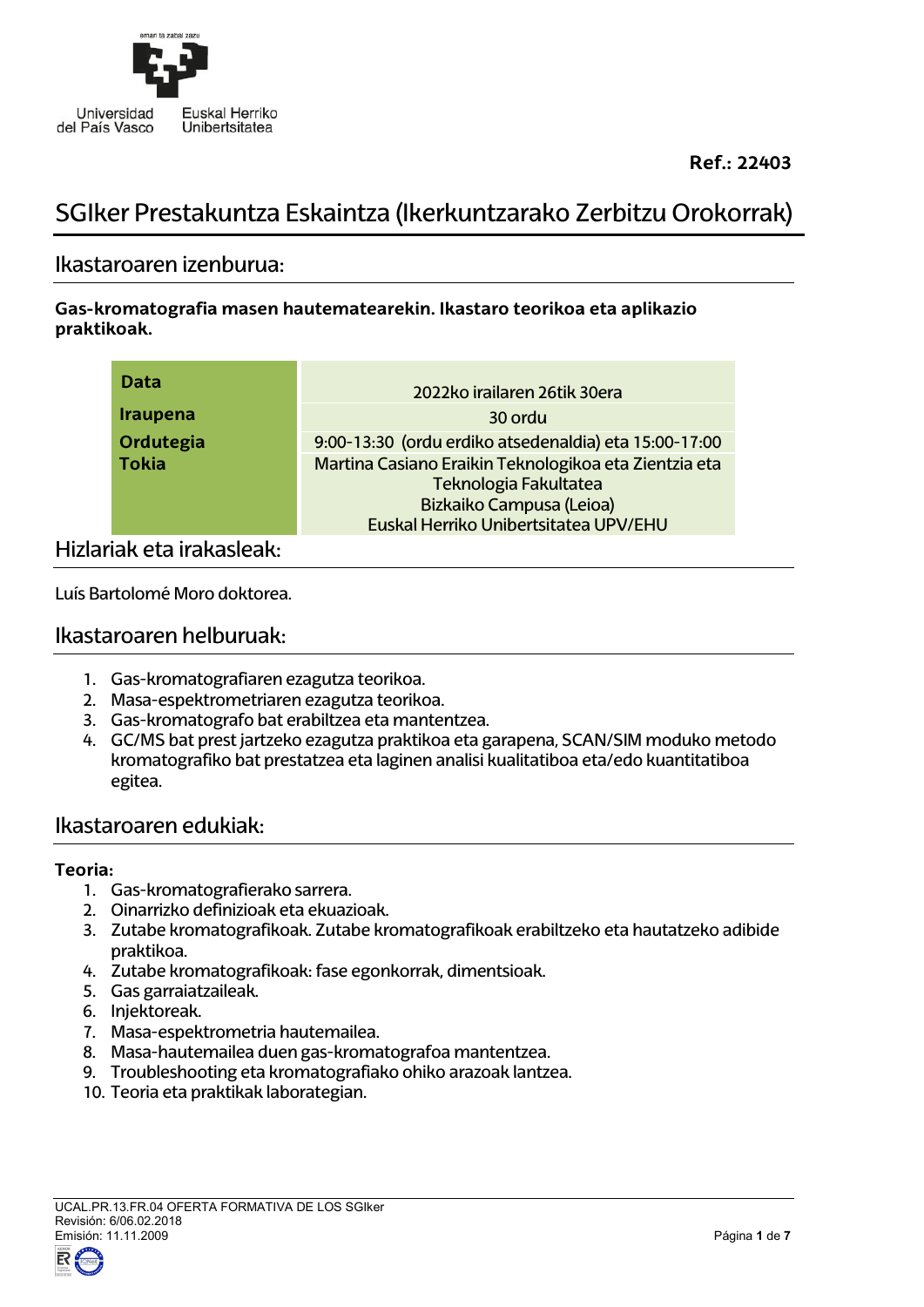Universidad del País Vasco — Euskal Herriko Unibertsitatea

**Ref.: 22403**

# SGIker Prestakuntza Eskaintza (Ikerkuntzarako Zerbitzu Orokorrak)

## Ikastaroaren izenburua:

**Gas-kromatografia masen hautematearekin. Ikastaro teorikoa eta aplikazio praktikoak.**

| | |
|---|---|
| **Data** | 2022ko irailaren 26tik 30era |
| **Iraupena** | 30 ordu |
| **Ordutegia** | 9:00-13:30 (ordu erdiko atsedenaldia) eta 15:00-17:00 |
| **Tokia** | Martina Casiano Eraikin Teknologikoa eta Zientzia eta Teknologia Fakultatea<br>Bizkaiko Campusa (Leioa)<br>Euskal Herriko Unibertsitatea UPV/EHU |

## Hizlariak eta irakasleak:

Luís Bartolomé Moro doktorea.

## Ikastaroaren helburuak:

1. Gas-kromatografiaren ezagutza teorikoa.
2. Masa-espektrometriaren ezagutza teorikoa.
3. Gas-kromatografo bat erabiltzea eta mantentzea.
4. GC/MS bat prest jartzeko ezagutza praktikoa eta garapena, SCAN/SIM moduko metodo kromatografiko bat prestatzea eta laginen analisi kualitatiboa eta/edo kuantitatiboa egitea.

## Ikastaroaren edukiak:

**Teoria:**

1. Gas-kromatografierako sarrera.
2. Oinarrizko definizioak eta ekuazioak.
3. Zutabe kromatografikoak. Zutabe kromatografikoak erabiltzeko eta hautatzeko adibide praktikoa.
4. Zutabe kromatografikoak: fase egonkorrak, dimentsioak.
5. Gas garraiatzaileak.
6. Injektoreak.
7. Masa-espektrometria hautemailea.
8. Masa-hautemailea duen gas-kromatografoa mantentzea.
9. Troubleshooting eta kromatografiako ohiko arazoak lantzea.
10. Teoria eta praktikak laborategian.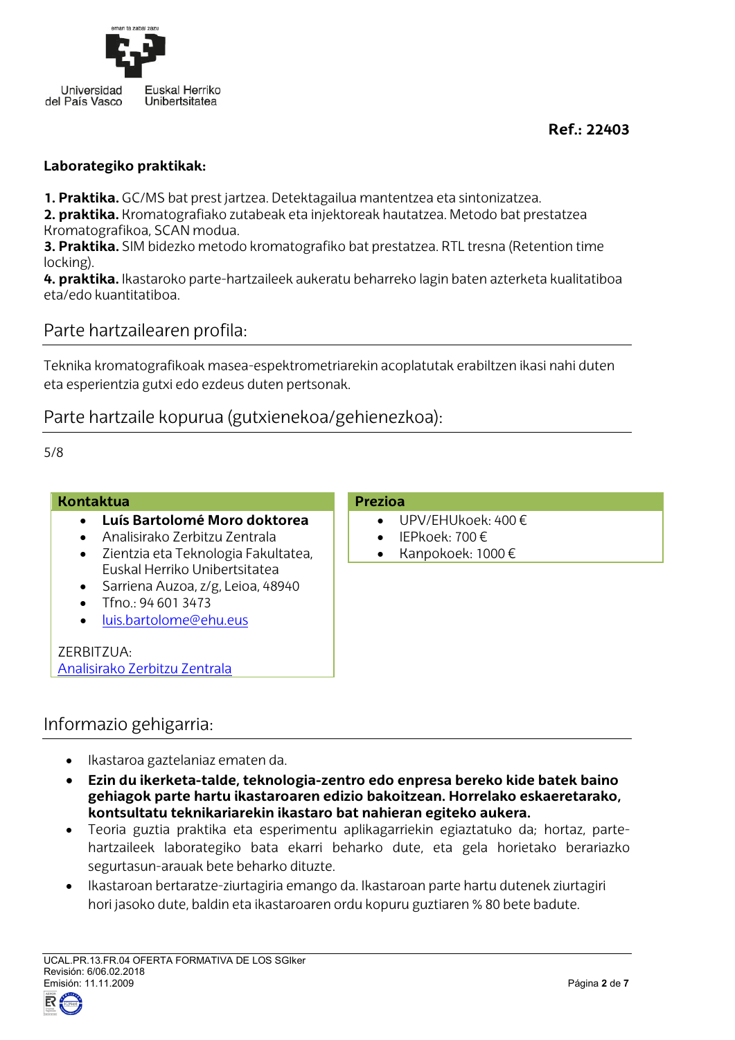Ref.: 22403

**Laboratetegiko praktikak:**

**1. Praktika.** GC/MS bat prest jartzea. Detektagailua mantentzea eta sintonizatzea.
**2. praktika.** Kromatografiako zutabeak eta injektoreak hautatzea. Metodo bat prestatzea Kromatografikoa, SCAN modua.
**3. Praktika.** SIM bidezko metodo kromatografiko bat prestatzea. RTL tresna (Retention time locking).
**4. praktika.** Ikastaroko parte-hartzaileek aukeratu beharreko lagin baten azterketa kualitatiboa eta/edo kuantitatiboa.

## Parte hartzailearen profila:

Teknika kromatografikoak masea-espektrometriarekin acoplatutak erabiltzen ikasi nahi duten eta esperientzia gutxi edo ezdeus duten pertsonak.

## Parte hartzaile kopurua (gutxienekoa/gehienezkoa):

5/8

**Kontaktua**

- **Luís Bartolomé Moro doktorea**
- Analisirako Zerbitzu Zentrala
- Zientzia eta Teknologia Fakultatea, Euskal Herriko Unibertsitatea
- Sarriena Auzoa, z/g, Leioa, 48940
- Tfno.: 94 601 3473
- luis.bartolome@ehu.eus

ZERBITZUA:
Analisirako Zerbitzu Zentrala

**Prezioa**

- UPV/EHUkoek: 400 €
- IEPkoek: 700 €
- Kanpokoek: 1000 €

## Informazio gehigarria:

- Ikastaroa gaztelaniaz ematen da.
- **Ezin du ikerketa-talde, teknologia-zentro edo enpresa bereko kide batek baino gehiagok parte hartu ikastaroaren edizio bakoitzean. Horrelako eskaeretarako, kontsultatu teknikariarekin ikastaro bat nahieran egiteko aukera.**
- Teoria guztia praktika eta esperimentu aplikagarriekin egiaztatuko da; hortaz, parte-hartzaileek laborategiko bata ekarri beharko dute, eta gela horietako berariazko segurtasun-arauak bete beharko dituzte.
- Ikastaroan bertaratze-ziurtagiria emango da. Ikastaroan parte hartu dutenek ziurtagiri hori jasoko dute, baldin eta ikastaroaren ordu kopuru guztiaren % 80 bete badute.

UCAL.PR.13.FR.04 OFERTA FORMATIVA DE LOS SGIker
Revisión: 6/06.02.2018
Emisión: 11.11.2009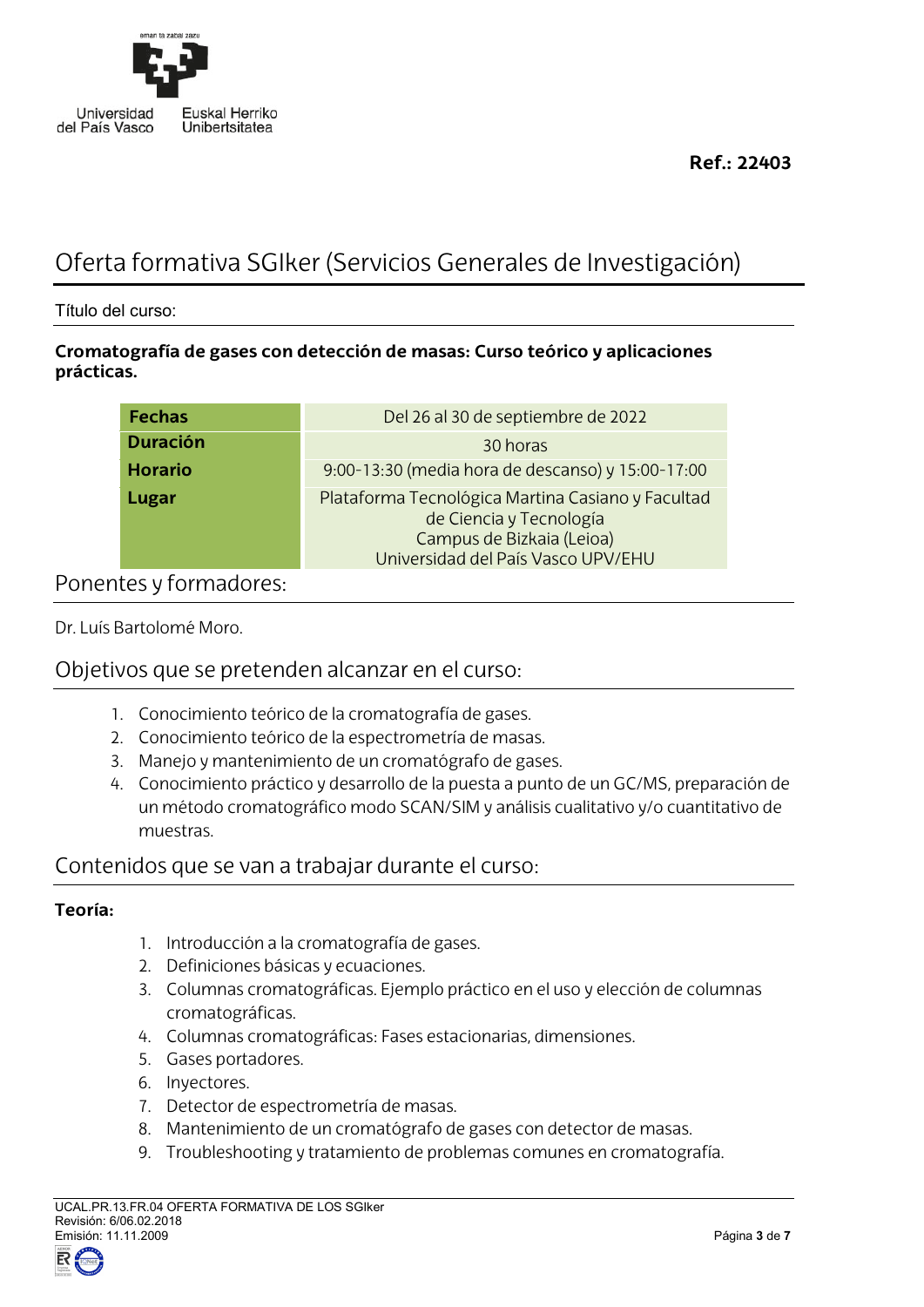**Ref.: 22403**

# Oferta formativa SGIker (Servicios Generales de Investigación)

Título del curso:

**Cromatografía de gases con detección de masas: Curso teórico y aplicaciones prácticas.**

| | |
|---|---|
| **Fechas** | Del 26 al 30 de septiembre de 2022 |
| **Duración** | 30 horas |
| **Horario** | 9:00-13:30 (media hora de descanso) y 15:00-17:00 |
| **Lugar** | Plataforma Tecnológica Martina Casiano y Facultad de Ciencia y Tecnología<br>Campus de Bizkaia (Leioa)<br>Universidad del País Vasco UPV/EHU |

## Ponentes y formadores:

Dr. Luís Bartolomé Moro.

## Objetivos que se pretenden alcanzar en el curso:

1. Conocimiento teórico de la cromatografía de gases.
2. Conocimiento teórico de la espectrometría de masas.
3. Manejo y mantenimiento de un cromatógrafo de gases.
4. Conocimiento práctico y desarrollo de la puesta a punto de un GC/MS, preparación de un método cromatográfico modo SCAN/SIM y análisis cualitativo y/o cuantitativo de muestras.

## Contenidos que se van a trabajar durante el curso:

**Teoría:**

1. Introducción a la cromatografía de gases.
2. Definiciones básicas y ecuaciones.
3. Columnas cromatográficas. Ejemplo práctico en el uso y elección de columnas cromatográficas.
4. Columnas cromatográficas: Fases estacionarias, dimensiones.
5. Gases portadores.
6. Inyectores.
7. Detector de espectrometría de masas.
8. Mantenimiento de un cromatógrafo de gases con detector de masas.
9. Troubleshooting y tratamiento de problemas comunes en cromatografía.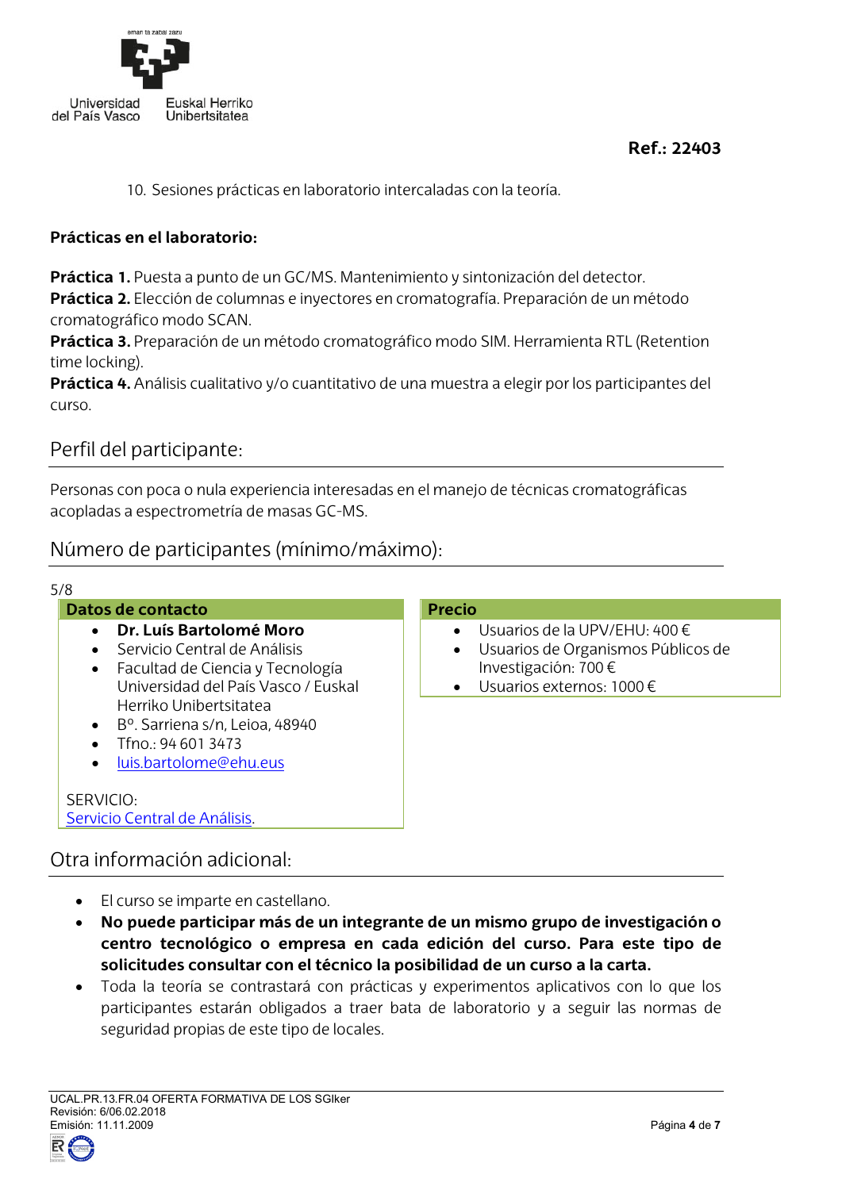**Ref.: 22403**

10. Sesiones prácticas en laboratorio intercaladas con la teoría.

**Prácticas en el laboratorio:**

**Práctica 1.** Puesta a punto de un GC/MS. Mantenimiento y sintonización del detector.
**Práctica 2.** Elección de columnas e inyectores en cromatografía. Preparación de un método cromatográfico modo SCAN.
**Práctica 3.** Preparación de un método cromatográfico modo SIM. Herramienta RTL (Retention time locking).
**Práctica 4.** Análisis cualitativo y/o cuantitativo de una muestra a elegir por los participantes del curso.

## Perfil del participante:

Personas con poca o nula experiencia interesadas en el manejo de técnicas cromatográficas acopladas a espectrometría de masas GC-MS.

## Número de participantes (mínimo/máximo):

5/8

**Datos de contacto**

- **Dr. Luís Bartolomé Moro**
- Servicio Central de Análisis
- Facultad de Ciencia y Tecnología Universidad del País Vasco / Euskal Herriko Unibertsitatea
- Bº. Sarriena s/n, Leioa, 48940
- Tfno.: 94 601 3473
- luis.bartolome@ehu.eus

SERVICIO:
Servicio Central de Análisis.

**Precio**

- Usuarios de la UPV/EHU: 400 €
- Usuarios de Organismos Públicos de Investigación: 700 €
- Usuarios externos: 1000 €

## Otra información adicional:

- El curso se imparte en castellano.
- **No puede participar más de un integrante de un mismo grupo de investigación o centro tecnológico o empresa en cada edición del curso. Para este tipo de solicitudes consultar con el técnico la posibilidad de un curso a la carta.**
- Toda la teoría se contrastará con prácticas y experimentos aplicativos con lo que los participantes estarán obligados a traer bata de laboratorio y a seguir las normas de seguridad propias de este tipo de locales.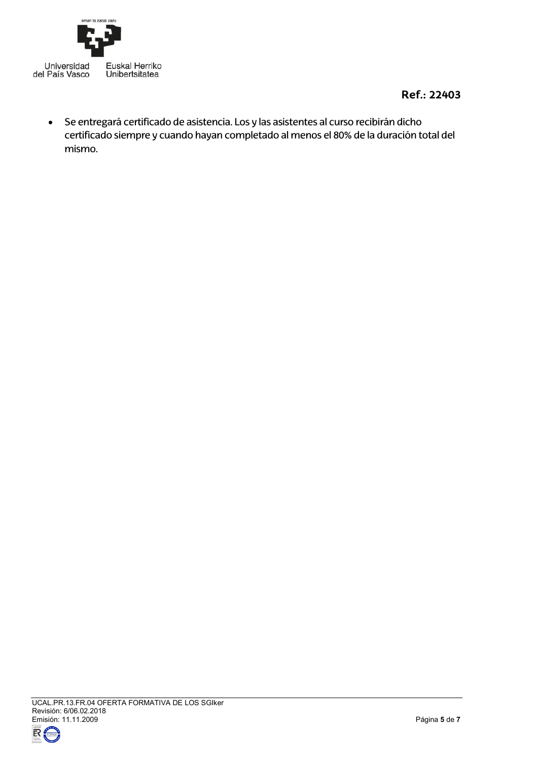- Se entregará certificado de asistencia. Los y las asistentes al curso recibirán dicho certificado siempre y cuando hayan completado al menos el 80% de la duración total del mismo.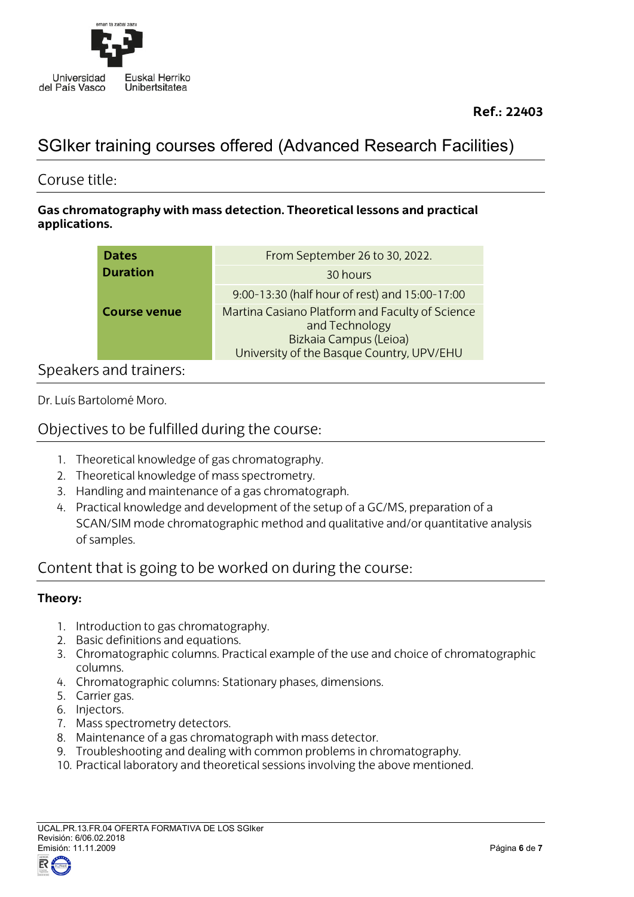**Ref.: 22403**

# SGIker training courses offered (Advanced Research Facilities)

## Coruse title:

**Gas chromatography with mass detection. Theoretical lessons and practical applications.**

| | |
|---|---|
| **Dates** | From September 26 to 30, 2022. |
| **Duration** | 30 hours |
| | 9:00-13:30 (half hour of rest) and 15:00-17:00 |
| **Course venue** | Martina Casiano Platform and Faculty of Science and Technology<br>Bizkaia Campus (Leioa)<br>University of the Basque Country, UPV/EHU |

## Speakers and trainers:

Dr. Luís Bartolomé Moro.

## Objectives to be fulfilled during the course:

1. Theoretical knowledge of gas chromatography.
2. Theoretical knowledge of mass spectrometry.
3. Handling and maintenance of a gas chromatograph.
4. Practical knowledge and development of the setup of a GC/MS, preparation of a SCAN/SIM mode chromatographic method and qualitative and/or quantitative analysis of samples.

## Content that is going to be worked on during the course:

**Theory:**

1. Introduction to gas chromatography.
2. Basic definitions and equations.
3. Chromatographic columns. Practical example of the use and choice of chromatographic columns.
4. Chromatographic columns: Stationary phases, dimensions.
5. Carrier gas.
6. Injectors.
7. Mass spectrometry detectors.
8. Maintenance of a gas chromatograph with mass detector.
9. Troubleshooting and dealing with common problems in chromatography.
10. Practical laboratory and theoretical sessions involving the above mentioned.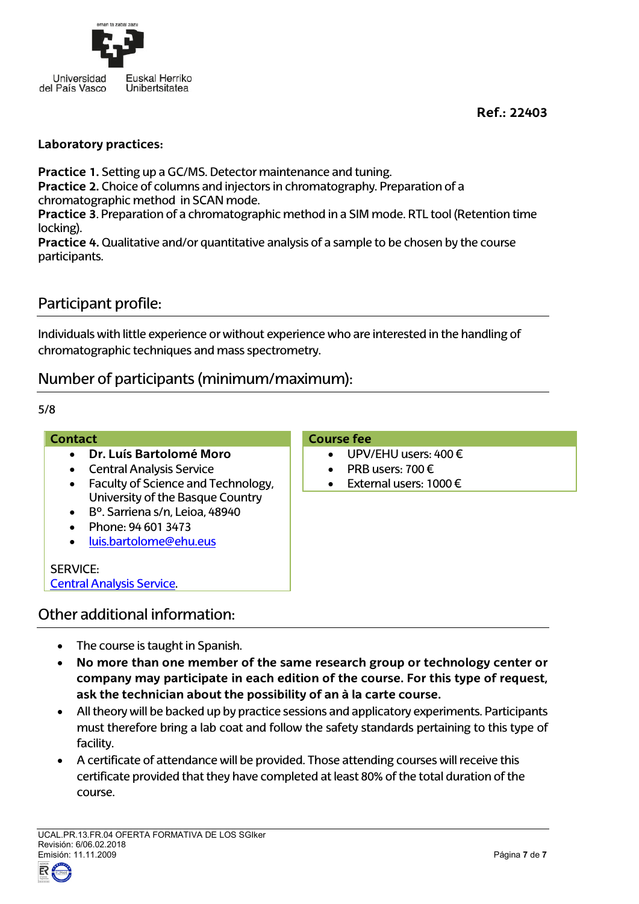Ref.: 22403

**Laboratory practices:**

**Practice 1.** Setting up a GC/MS. Detector maintenance and tuning.
**Practice 2.** Choice of columns and injectors in chromatography. Preparation of a chromatographic method in SCAN mode.
**Practice 3**. Preparation of a chromatographic method in a SIM mode. RTL tool (Retention time locking).
**Practice 4.** Qualitative and/or quantitative analysis of a sample to be chosen by the course participants.

## Participant profile:

Individuals with little experience or without experience who are interested in the handling of chromatographic techniques and mass spectrometry.

## Number of participants (minimum/maximum):

5/8

**Contact**

- **Dr. Luís Bartolomé Moro**
- Central Analysis Service
- Faculty of Science and Technology, University of the Basque Country
- Bº. Sarriena s/n, Leioa, 48940
- Phone: 94 601 3473
- luis.bartolome@ehu.eus

SERVICE:
Central Analysis Service.

**Course fee**

- UPV/EHU users: 400 €
- PRB users: 700 €
- External users: 1000 €

## Other additional information:

- The course is taught in Spanish.
- **No more than one member of the same research group or technology center or company may participate in each edition of the course. For this type of request, ask the technician about the possibility of an à la carte course.**
- All theory will be backed up by practice sessions and applicatory experiments. Participants must therefore bring a lab coat and follow the safety standards pertaining to this type of facility.
- A certificate of attendance will be provided. Those attending courses will receive this certificate provided that they have completed at least 80% of the total duration of the course.

UCAL.PR.13.FR.04 OFERTA FORMATIVA DE LOS SGIker
Revisión: 6/06.02.2018
Emisión: 11.11.2009